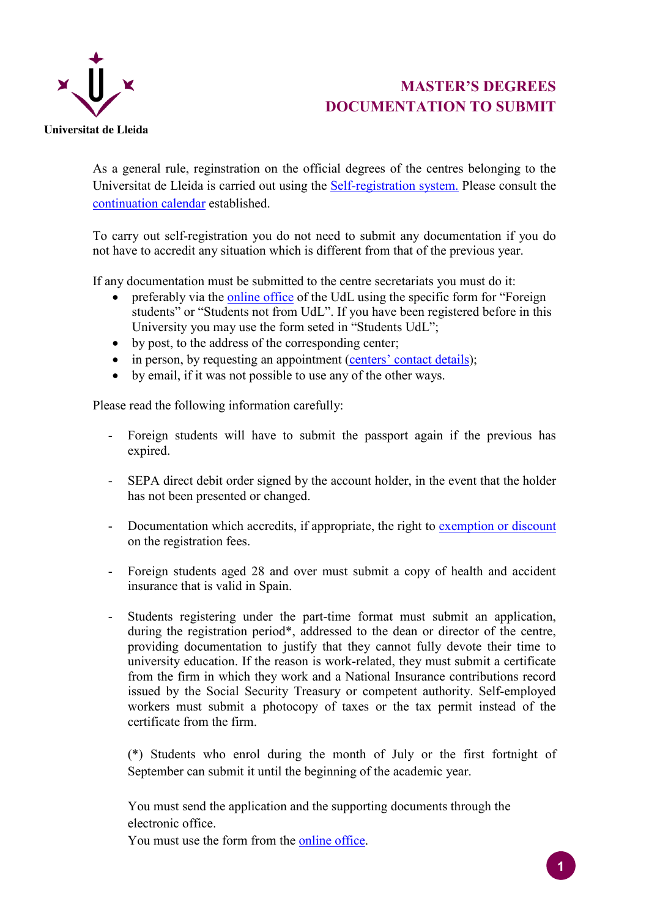Universitat de Lleida

# MASTER'S DEGREES
# DOCUMENTATION TO SUBMIT

As a general rule, reginstration on the official degrees of the centres belonging to the Universitat de Lleida is carried out using the Self-registration system. Please consult the continuation calendar established.

To carry out self-registration you do not need to submit any documentation if you do not have to accredit any situation which is different from that of the previous year.

If any documentation must be submitted to the centre secretariats you must do it:

- preferably via the online office of the UdL using the specific form for "Foreign students" or "Students not from UdL". If you have been registered before in this University you may use the form seted in "Students UdL";
- by post, to the address of the corresponding center;
- in person, by requesting an appointment (centers' contact details);
- by email, if it was not possible to use any of the other ways.

Please read the following information carefully:

- Foreign students will have to submit the passport again if the previous has expired.

- SEPA direct debit order signed by the account holder, in the event that the holder has not been presented or changed.

- Documentation which accredits, if appropriate, the right to exemption or discount on the registration fees.

- Foreign students aged 28 and over must submit a copy of health and accident insurance that is valid in Spain.

- Students registering under the part-time format must submit an application, during the registration period*, addressed to the dean or director of the centre, providing documentation to justify that they cannot fully devote their time to university education. If the reason is work-related, they must submit a certificate from the firm in which they work and a National Insurance contributions record issued by the Social Security Treasury or competent authority. Self-employed workers must submit a photocopy of taxes or the tax permit instead of the certificate from the firm.

  (*) Students who enrol during the month of July or the first fortnight of September can submit it until the beginning of the academic year.

  You must send the application and the supporting documents through the electronic office.
  You must use the form from the online office.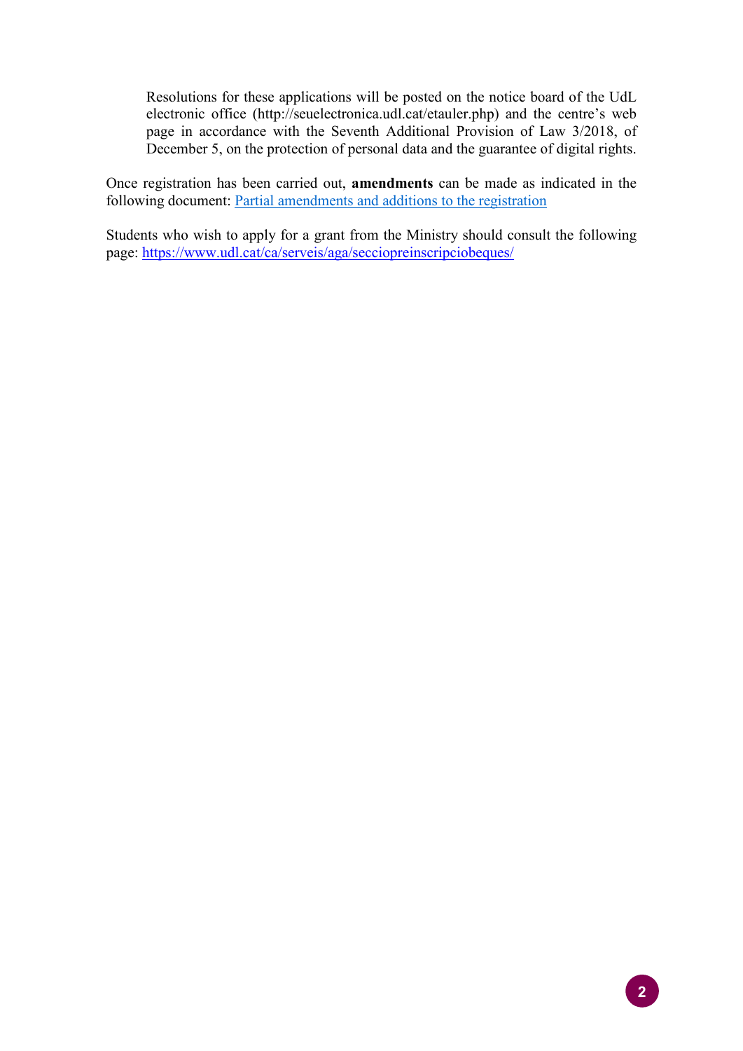Resolutions for these applications will be posted on the notice board of the UdL electronic office (http://seuelectronica.udl.cat/etauler.php) and the centre's web page in accordance with the Seventh Additional Provision of Law 3/2018, of December 5, on the protection of personal data and the guarantee of digital rights.

Once registration has been carried out, **amendments** can be made as indicated in the following document: Partial amendments and additions to the registration

Students who wish to apply for a grant from the Ministry should consult the following page: https://www.udl.cat/ca/serveis/aga/secciopreinscripciobeques/